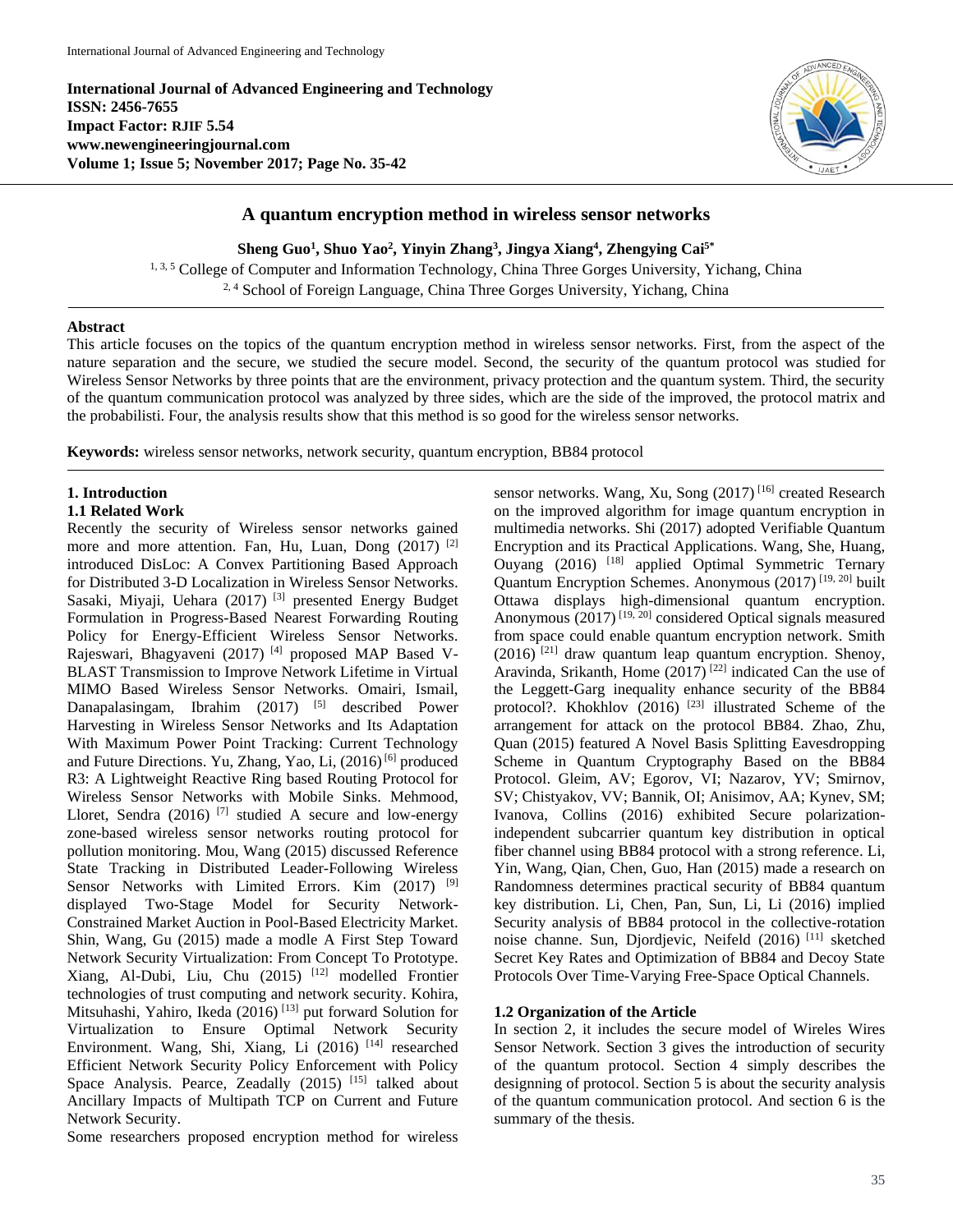**International Journal of Advanced Engineering and Technology**
**ISSN: 2456-7655**
**Impact Factor: RJIF 5.54**
**www.newengineeringjournal.com**
**Volume 1; Issue 5; November 2017; Page No. 35-42**

# A quantum encryption method in wireless sensor networks

**Sheng Guo[1], Shuo Yao[2], Yinyin Zhang[3], Jingya Xiang[4], Zhengying Cai[5*]**

[1, 3, 5] College of Computer and Information Technology, China Three Gorges University, Yichang, China
[2, 4] School of Foreign Language, China Three Gorges University, Yichang, China

## Abstract

This article focuses on the topics of the quantum encryption method in wireless sensor networks. First, from the aspect of the nature separation and the secure, we studied the secure model. Second, the security of the quantum protocol was studied for Wireless Sensor Networks by three points that are the environment, privacy protection and the quantum system. Third, the security of the quantum communication protocol was analyzed by three sides, which are the side of the improved, the protocol matrix and the probabilisti. Four, the analysis results show that this method is so good for the wireless sensor networks.

**Keywords:** wireless sensor networks, network security, quantum encryption, BB84 protocol

## 1. Introduction

### 1.1 Related Work

Recently the security of Wireless sensor networks gained more and more attention. Fan, Hu, Luan, Dong (2017) [2] introduced DisLoc: A Convex Partitioning Based Approach for Distributed 3-D Localization in Wireless Sensor Networks. Sasaki, Miyaji, Uehara (2017) [3] presented Energy Budget Formulation in Progress-Based Nearest Forwarding Routing Policy for Energy-Efficient Wireless Sensor Networks. Rajeswari, Bhagyaveni (2017) [4] proposed MAP Based V-BLAST Transmission to Improve Network Lifetime in Virtual MIMO Based Wireless Sensor Networks. Omairi, Ismail, Danapalasingam, Ibrahim (2017) [5] described Power Harvesting in Wireless Sensor Networks and Its Adaptation With Maximum Power Point Tracking: Current Technology and Future Directions. Yu, Zhang, Yao, Li, (2016) [6] produced R3: A Lightweight Reactive Ring based Routing Protocol for Wireless Sensor Networks with Mobile Sinks. Mehmood, Lloret, Sendra (2016) [7] studied A secure and low-energy zone-based wireless sensor networks routing protocol for pollution monitoring. Mou, Wang (2015) discussed Reference State Tracking in Distributed Leader-Following Wireless Sensor Networks with Limited Errors. Kim (2017) [9] displayed Two-Stage Model for Security Network-Constrained Market Auction in Pool-Based Electricity Market. Shin, Wang, Gu (2015) made a modle A First Step Toward Network Security Virtualization: From Concept To Prototype. Xiang, Al-Dubi, Liu, Chu (2015) [12] modelled Frontier technologies of trust computing and network security. Kohira, Mitsuhashi, Yahiro, Ikeda (2016) [13] put forward Solution for Virtualization to Ensure Optimal Network Security Environment. Wang, Shi, Xiang, Li (2016) [14] researched Efficient Network Security Policy Enforcement with Policy Space Analysis. Pearce, Zeadally (2015) [15] talked about Ancillary Impacts of Multipath TCP on Current and Future Network Security.

Some researchers proposed encryption method for wireless sensor networks. Wang, Xu, Song (2017) [16] created Research on the improved algorithm for image quantum encryption in multimedia networks. Shi (2017) adopted Verifiable Quantum Encryption and its Practical Applications. Wang, She, Huang, Ouyang (2016) [18] applied Optimal Symmetric Ternary Quantum Encryption Schemes. Anonymous (2017) [19, 20] built Ottawa displays high-dimensional quantum encryption. Anonymous (2017) [19, 20] considered Optical signals measured from space could enable quantum encryption network. Smith (2016) [21] draw quantum leap quantum encryption. Shenoy, Aravinda, Srikanth, Home (2017) [22] indicated Can the use of the Leggett-Garg inequality enhance security of the BB84 protocol?. Khokhlov (2016) [23] illustrated Scheme of the arrangement for attack on the protocol BB84. Zhao, Zhu, Quan (2015) featured A Novel Basis Splitting Eavesdropping Scheme in Quantum Cryptography Based on the BB84 Protocol. Gleim, AV; Egorov, VI; Nazarov, YV; Smirnov, SV; Chistyakov, VV; Bannik, OI; Anisimov, AA; Kynev, SM; Ivanova, Collins (2016) exhibited Secure polarization-independent subcarrier quantum key distribution in optical fiber channel using BB84 protocol with a strong reference. Li, Yin, Wang, Qian, Chen, Guo, Han (2015) made a research on Randomness determines practical security of BB84 quantum key distribution. Li, Chen, Pan, Sun, Li, Li (2016) implied Security analysis of BB84 protocol in the collective-rotation noise channe. Sun, Djordjevic, Neifeld (2016) [11] sketched Secret Key Rates and Optimization of BB84 and Decoy State Protocols Over Time-Varying Free-Space Optical Channels.

### 1.2 Organization of the Article

In section 2, it includes the secure model of Wireles Wires Sensor Network. Section 3 gives the introduction of security of the quantum protocol. Section 4 simply describes the designning of protocol. Section 5 is about the security analysis of the quantum communication protocol. And section 6 is the summary of the thesis.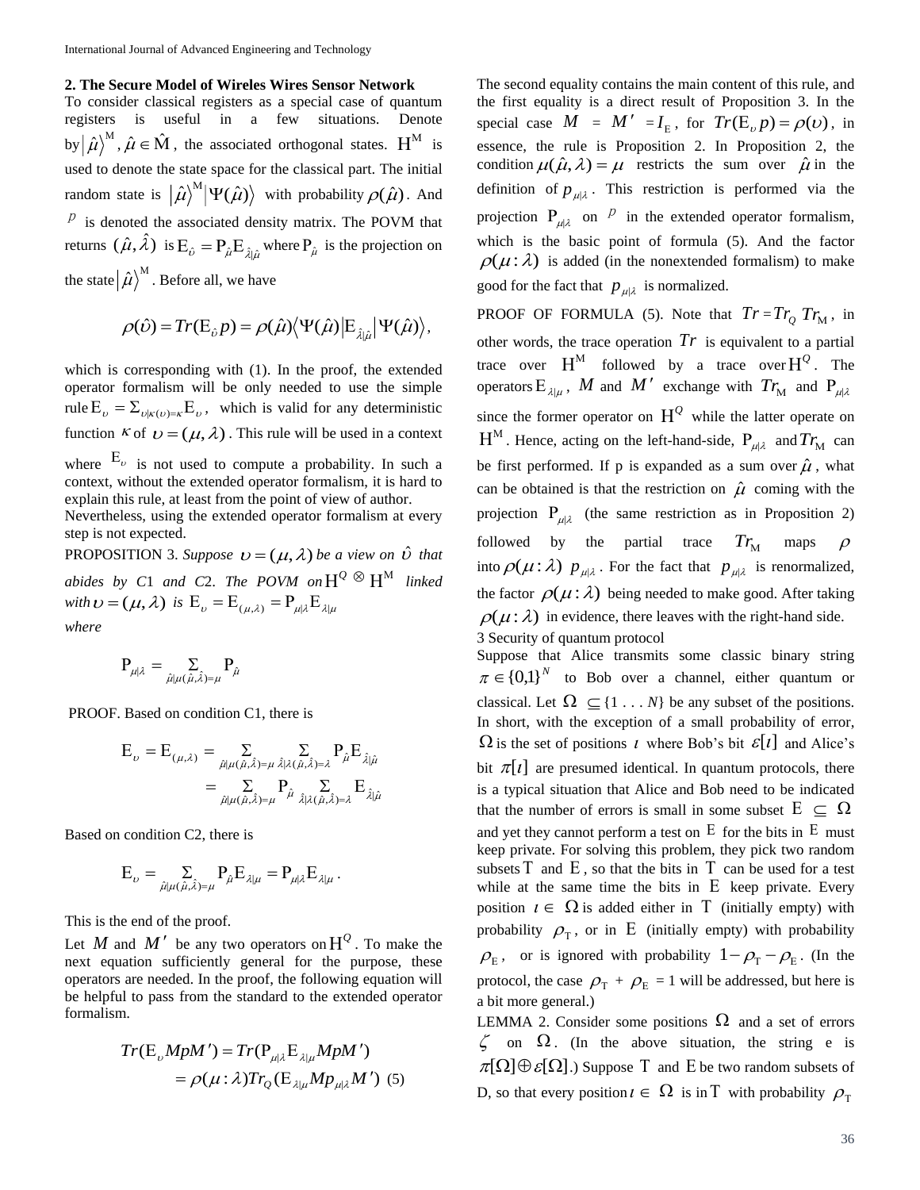## 2. The Secure Model of Wireles Wires Sensor Network

To consider classical registers as a special case of quantum registers is useful in a few situations. Denote by $|\hat{\mu}\rangle^{\mathrm{M}}, \hat{\mu} \in \hat{\mathrm{M}}$, the associated orthogonal states. $\mathrm{H}^{\mathrm{M}}$ is used to denote the state space for the classical part. The initial random state is $|\hat{\mu}\rangle^{\mathrm{M}} |\Psi(\hat{\mu})\rangle$ with probability $\rho(\hat{\mu})$. And $p$ is denoted the associated density matrix. The POVM that returns $(\hat{\mu}, \hat{\lambda})$ is $\mathrm{E}_{\hat{\upsilon}} = \mathrm{P}_{\hat{\mu}} \mathrm{E}_{\hat{\lambda}|\hat{\mu}}$ where $\mathrm{P}_{\hat{\mu}}$ is the projection on the state $|\hat{\mu}\rangle^{\mathrm{M}}$. Before all, we have

$$\rho(\hat{\upsilon}) = Tr(\mathrm{E}_{\hat{\upsilon}} p) = \rho(\hat{\mu}) \langle \Psi(\hat{\mu}) | \mathrm{E}_{\hat{\lambda}|\hat{\mu}} | \Psi(\hat{\mu}) \rangle,$$

which is corresponding with (1). In the proof, the extended operator formalism will be only needed to use the simple rule $\mathrm{E}_{\upsilon} = \Sigma_{\upsilon|\kappa(\upsilon)=\kappa} \mathrm{E}_{\upsilon}$, which is valid for any deterministic function $\kappa$ of $\upsilon = (\mu, \lambda)$. This rule will be used in a context where $\mathrm{E}_{\upsilon}$ is not used to compute a probability. In such a context, without the extended operator formalism, it is hard to explain this rule, at least from the point of view of author. Nevertheless, using the extended operator formalism at every step is not expected.

PROPOSITION 3. *Suppose $\upsilon = (\mu, \lambda)$ be a view on $\hat{\upsilon}$ that abides by C1 and C2. The POVM on $\mathrm{H}^{Q} \otimes \mathrm{H}^{\mathrm{M}}$ linked with $\upsilon = (\mu, \lambda)$ is $\mathrm{E}_{\upsilon} = \mathrm{E}_{(\mu,\lambda)} = \mathrm{P}_{\mu|\lambda} \mathrm{E}_{\lambda|\mu}$ where*

$$\mathrm{P}_{\mu|\lambda} = \sum_{\hat{\mu}|\mu(\hat{\mu},\hat{\lambda})=\mu} \mathrm{P}_{\hat{\mu}}$$

PROOF. Based on condition C1, there is

$$\begin{aligned} \mathrm{E}_{\upsilon} = \mathrm{E}_{(\mu,\lambda)} &= \sum_{\hat{\mu}|\mu(\hat{\mu},\hat{\lambda})=\mu} \sum_{\hat{\lambda}|\lambda(\hat{\mu},\hat{\lambda})=\lambda} \mathrm{P}_{\hat{\mu}} \mathrm{E}_{\hat{\lambda}|\hat{\mu}} \\ &= \sum_{\hat{\mu}|\mu(\hat{\mu},\hat{\lambda})=\mu} \mathrm{P}_{\hat{\mu}} \sum_{\hat{\lambda}|\lambda(\hat{\mu},\hat{\lambda})=\lambda} \mathrm{E}_{\hat{\lambda}|\hat{\mu}} \end{aligned}$$

Based on condition C2, there is

$$\mathrm{E}_{\upsilon} = \sum_{\hat{\mu}|\mu(\hat{\mu},\hat{\lambda})=\mu} \mathrm{P}_{\hat{\mu}} \mathrm{E}_{\lambda|\mu} = \mathrm{P}_{\mu|\lambda} \mathrm{E}_{\lambda|\mu}.$$

This is the end of the proof.

Let $M$ and $M'$ be any two operators on $\mathrm{H}^{Q}$. To make the next equation sufficiently general for the purpose, these operators are needed. In the proof, the following equation will be helpful to pass from the standard to the extended operator formalism.

$$\begin{aligned} Tr(\mathrm{E}_{\upsilon} M p M') &= Tr(\mathrm{P}_{\mu|\lambda} \mathrm{E}_{\lambda|\mu} M p M') \\ &= \rho(\mu : \lambda) Tr_{Q}(\mathrm{E}_{\lambda|\mu} M p_{\mu|\lambda} M') \quad (5) \end{aligned}$$

The second equality contains the main content of this rule, and the first equality is a direct result of Proposition 3. In the special case $M = M' = I_{\mathrm{E}}$, for $Tr(\mathrm{E}_{\upsilon} p) = \rho(\upsilon)$, in essence, the rule is Proposition 2. In Proposition 2, the condition $\mu(\hat{\mu}, \lambda) = \mu$ restricts the sum over $\hat{\mu}$ in the definition of $p_{\mu|\lambda}$. This restriction is performed via the projection $\mathrm{P}_{\mu|\lambda}$ on $p$ in the extended operator formalism, which is the basic point of formula (5). And the factor $\rho(\mu : \lambda)$ is added (in the nonextended formalism) to make good for the fact that $p_{\mu|\lambda}$ is normalized.

PROOF OF FORMULA (5). Note that $Tr = Tr_{Q}\, Tr_{\mathrm{M}}$, in other words, the trace operation $Tr$ is equivalent to a partial trace over $\mathrm{H}^{\mathrm{M}}$ followed by a trace over $\mathrm{H}^{Q}$. The operators $\mathrm{E}_{\lambda|\mu}$, $M$ and $M'$ exchange with $Tr_{\mathrm{M}}$ and $\mathrm{P}_{\mu|\lambda}$ since the former operator on $\mathrm{H}^{Q}$ while the latter operate on $\mathrm{H}^{\mathrm{M}}$. Hence, acting on the left-hand-side, $\mathrm{P}_{\mu|\lambda}$ and $Tr_{\mathrm{M}}$ can be first performed. If p is expanded as a sum over $\hat{\mu}$, what can be obtained is that the restriction on $\hat{\mu}$ coming with the projection $\mathrm{P}_{\mu|\lambda}$ (the same restriction as in Proposition 2) followed by the partial trace $Tr_{\mathrm{M}}$ maps $\rho$ into $\rho(\mu : \lambda)\ p_{\mu|\lambda}$. For the fact that $p_{\mu|\lambda}$ is renormalized, the factor $\rho(\mu : \lambda)$ being needed to make good. After taking $\rho(\mu : \lambda)$ in evidence, there leaves with the right-hand side.

## 3 Security of quantum protocol

Suppose that Alice transmits some classic binary string $\pi \in \{0,1\}^{N}$ to Bob over a channel, either quantum or classical. Let $\Omega \subseteq \{1 \ldots N\}$ be any subset of the positions. In short, with the exception of a small probability of error, $\Omega$ is the set of positions $\iota$ where Bob's bit $\varepsilon[\iota]$ and Alice's bit $\pi[\iota]$ are presumed identical. In quantum protocols, there is a typical situation that Alice and Bob need to be indicated that the number of errors is small in some subset $\mathrm{E} \subseteq \Omega$ and yet they cannot perform a test on $\mathrm{E}$ for the bits in $\mathrm{E}$ must keep private. For solving this problem, they pick two random subsets $\mathrm{T}$ and $\mathrm{E}$, so that the bits in $\mathrm{T}$ can be used for a test while at the same time the bits in $\mathrm{E}$ keep private. Every position $\iota \in \Omega$ is added either in $\mathrm{T}$ (initially empty) with probability $\rho_{\mathrm{T}}$, or in $\mathrm{E}$ (initially empty) with probability $\rho_{\mathrm{E}}$, or is ignored with probability $1 - \rho_{\mathrm{T}} - \rho_{\mathrm{E}}$. (In the protocol, the case $\rho_{\mathrm{T}} + \rho_{\mathrm{E}} = 1$ will be addressed, but here is a bit more general.)

LEMMA 2. Consider some positions $\Omega$ and a set of errors $\zeta$ on $\Omega$. (In the above situation, the string e is $\pi[\Omega] \oplus \varepsilon[\Omega]$.) Suppose $\mathrm{T}$ and $\mathrm{E}$ be two random subsets of D, so that every position $\iota \in \Omega$ is in $\mathrm{T}$ with probability $\rho_{\mathrm{T}}$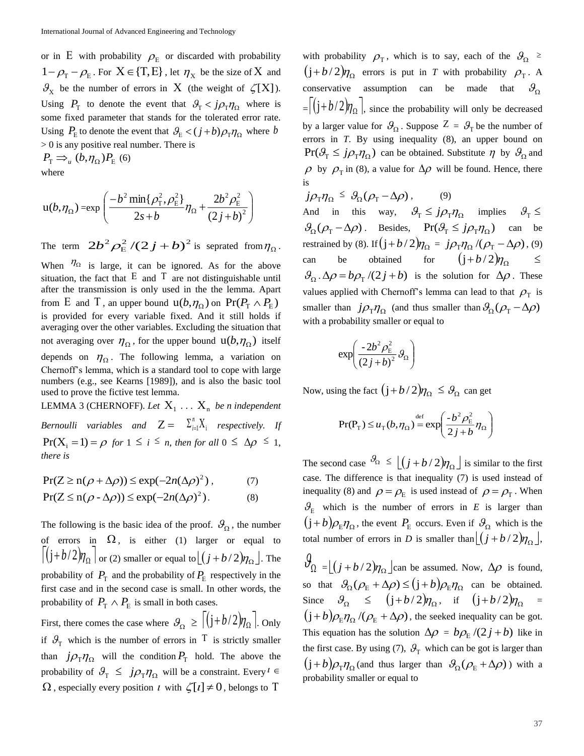or in $\mathrm{E}$ with probability $\rho_{\mathrm{E}}$ or discarded with probability $1-\rho_{\mathrm{T}}-\rho_{\mathrm{E}}$. For $\mathrm{X}\in\{\mathrm{T},\mathrm{E}\}$, let $\eta_{\mathrm{X}}$ be the size of $\mathrm{X}$ and $\vartheta_{\mathrm{X}}$ be the number of errors in $\mathrm{X}$ (the weight of $\zeta[\mathrm{X}]$). Using $P_{\mathrm{T}}$ to denote the event that $\vartheta_{\mathrm{T}} < j\rho_{\mathrm{T}}\eta_{\Omega}$ where is some fixed parameter that stands for the tolerated error rate. Using $P_{\mathrm{E}}$ to denote the event that $\vartheta_{\mathrm{E}} < (j+b)\rho_{\mathrm{T}}\eta_{\Omega}$ where $b$ > 0 is any positive real number. There is

$P_{\mathrm{T}} \Rightarrow_{u} (b,\eta_{\Omega})P_{\mathrm{E}}$ (6)

where

$$\mathrm{u}(b,\eta_{\Omega}) = \exp\left(\frac{-b^{2}\min\{\rho_{\mathrm{T}}^{2},\rho_{\mathrm{E}}^{2}\}}{2s+b}\eta_{\Omega} + \frac{2b^{2}\rho_{\mathrm{E}}^{2}}{(2j+b)^{2}}\right)$$

The term $2b^{2}\rho_{\mathrm{E}}^{2}/(2j+b)^{2}$ is seprated from $\eta_{\Omega}$. When $\eta_{\Omega}$ is large, it can be ignored. As for the above situation, the fact that $\mathrm{E}$ and $\mathrm{T}$ are not distinguishable until after the transmission is only used in the the lemma. Apart from $\mathrm{E}$ and $\mathrm{T}$, an upper bound $\mathrm{u}(b,\eta_{\Omega})$ on $\Pr(P_{\mathrm{T}} \wedge P_{\mathrm{E}})$ is provided for every variable fixed. And it still holds if averaging over the other variables. Excluding the situation that not averaging over $\eta_{\Omega}$, for the upper bound $\mathrm{u}(b,\eta_{\Omega})$ itself depends on $\eta_{\Omega}$. The following lemma, a variation on Chernoff's lemma, which is a standard tool to cope with large numbers (e.g., see Kearns [1989]), and is also the basic tool used to prove the fictive test lemma.

LEMMA 3 (CHERNOFF). *Let* $\mathrm{X}_1 \ldots \mathrm{X}_n$ *be n independent Bernoulli variables and* $\mathrm{Z} = \sum_{i=1}^{n}\mathrm{X}_i$ *respectively. If* $\Pr(\mathrm{X}_i = 1) = \rho$ *for* $1 \le i \le n$*, then for all* $0 \le \Delta\rho \le 1$*, there is*

$$\Pr(\mathrm{Z} \ge \mathrm{n}(\rho+\Delta\rho)) \le \exp(-2n(\Delta\rho)^{2}), \qquad (7)$$

$$\Pr(\mathrm{Z} \le \mathrm{n}(\rho-\Delta\rho)) \le \exp(-2n(\Delta\rho)^{2}). \qquad (8)$$

The following is the basic idea of the proof. $\vartheta_{\Omega}$, the number of errors in $\Omega$, is either (1) larger or equal to $\lceil(\mathrm{j}+b/2)\eta_{\Omega}\rceil$ or (2) smaller or equal to $\lfloor(j+b/2)\eta_{\Omega}\rfloor$. The probability of $P_{\mathrm{T}}$ and the probability of $P_{\mathrm{E}}$ respectively in the first case and in the second case is small. In other words, the probability of $P_{\mathrm{T}} \wedge P_{\mathrm{E}}$ is small in both cases.

First, there comes the case where $\vartheta_{\Omega} \ge \lceil(\mathrm{j}+b/2)\eta_{\Omega}\rceil$. Only if $\vartheta_{\mathrm{T}}$ which is the number of errors in $\mathrm{T}$ is strictly smaller than $j\rho_{\mathrm{T}}\eta_{\Omega}$ will the condition $P_{\mathrm{T}}$ hold. The above the probability of $\vartheta_{\mathrm{T}} \le j\rho_{\mathrm{T}}\eta_{\Omega}$ will be a constraint. Every $\iota \in \Omega$, especially every position $\iota$ with $\zeta[\iota] \ne 0$, belongs to $\mathrm{T}$ with probability $\rho_{\mathrm{T}}$, which is to say, each of the $\vartheta_{\Omega} \ge (\mathrm{j}+b/2)\eta_{\Omega}$ errors is put in *T* with probability $\rho_{\mathrm{T}}$. A conservative assumption can be made that $\vartheta_{\Omega} = \lceil(\mathrm{j}+b/2)\eta_{\Omega}\rceil$, since the probability will only be decreased by a larger value for $\vartheta_{\Omega}$. Suppose $\mathrm{Z} = \vartheta_{\mathrm{T}}$ be the number of errors in *T*. By using inequality (8), an upper bound on $\Pr(\vartheta_{\mathrm{T}} \le j\rho_{\mathrm{T}}\eta_{\Omega})$ can be obtained. Substitute $\eta$ by $\vartheta_{\Omega}$ and $\rho$ by $\rho_{\mathrm{T}}$ in (8), a value for $\Delta\rho$ will be found. Hence, there is

$$j\rho_{\mathrm{T}}\eta_{\Omega} \le \vartheta_{\Omega}(\rho_{\mathrm{T}}-\Delta\rho), \qquad (9)$$

And in this way, $\vartheta_{\mathrm{T}} \le j\rho_{\mathrm{T}}\eta_{\Omega}$ implies $\vartheta_{\mathrm{T}} \le \vartheta_{\Omega}(\rho_{\mathrm{T}}-\Delta\rho)$. Besides, $\Pr(\vartheta_{\mathrm{T}} \le j\rho_{\mathrm{T}}\eta_{\Omega})$ can be restrained by (8). If $(\mathrm{j}+b/2)\eta_{\Omega} = j\rho_{\mathrm{T}}\eta_{\Omega}/(\rho_{\mathrm{T}}-\Delta\rho)$, (9) can be obtained for $(\mathrm{j}+b/2)\eta_{\Omega} \le \vartheta_{\Omega}$. $\Delta\rho = b\rho_{\mathrm{T}}/(2j+b)$ is the solution for $\Delta\rho$. These values applied with Chernoff's lemma can lead to that $\rho_{\mathrm{T}}$ is smaller than $j\rho_{\mathrm{T}}\eta_{\Omega}$ (and thus smaller than $\vartheta_{\Omega}(\rho_{\mathrm{T}}-\Delta\rho)$ with a probability smaller or equal to

$$\exp\left(\frac{-2b^{2}\rho_{\mathrm{E}}^{2}}{(2j+b)^{2}}\vartheta_{\Omega}\right)$$

Now, using the fact $(\mathrm{j}+b/2)\eta_{\Omega} \le \vartheta_{\Omega}$ can get

$$\Pr(\mathrm{P_T}) \le u_{\mathrm{T}}(b,\eta_{\Omega}) \overset{\mathrm{def}}{=} \exp\left(\frac{-b^{2}\rho_{\mathrm{E}}^{2}}{2j+b}\eta_{\Omega}\right)$$

The second case $\vartheta_{\Omega} \le \lfloor(j+b/2)\eta_{\Omega}\rfloor$ is similar to the first case. The difference is that inequality (7) is used instead of inequality (8) and $\rho = \rho_{\mathrm{E}}$ is used instead of $\rho = \rho_{\mathrm{T}}$. When $\vartheta_{\mathrm{E}}$ which is the number of errors in *E* is larger than $(\mathrm{j}+b)\rho_{\mathrm{E}}\eta_{\Omega}$, the event $P_{\mathrm{E}}$ occurs. Even if $\vartheta_{\Omega}$ which is the total number of errors in *D* is smaller than $\lfloor(j+b/2)\eta_{\Omega}\rfloor$, $\vartheta_{\Omega} = \lfloor(j+b/2)\eta_{\Omega}\rfloor$ can be assumed. Now, $\Delta\rho$ is found, so that $\vartheta_{\Omega}(\rho_{\mathrm{E}}+\Delta\rho) \le (\mathrm{j}+b)\rho_{\mathrm{E}}\eta_{\Omega}$ can be obtained. Since $\vartheta_{\Omega} \le (\mathrm{j}+b/2)\eta_{\Omega}$, if $(\mathrm{j}+b/2)\eta_{\Omega} = (\mathrm{j}+b)\rho_{\mathrm{E}}\eta_{\Omega}/(\rho_{\mathrm{E}}+\Delta\rho)$, the seeked inequality can be got. This equation has the solution $\Delta\rho = b\rho_{\mathrm{E}}/(2j+b)$ like in the first case. By using (7), $\vartheta_{\mathrm{T}}$ which can be got is larger than $(\mathrm{j}+b)\rho_{\mathrm{T}}\eta_{\Omega}$ (and thus larger than $\vartheta_{\Omega}(\rho_{\mathrm{E}}+\Delta\rho)$) with a probability smaller or equal to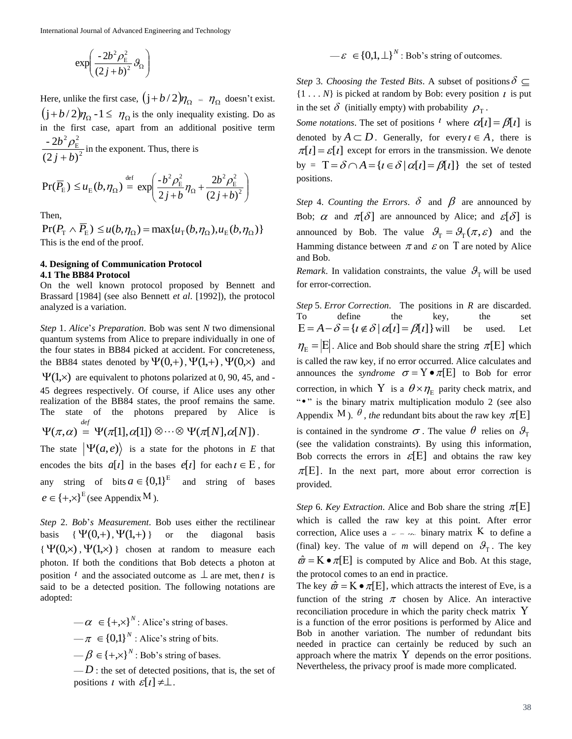$$\exp\left(\frac{-2b^2\rho_{\mathrm{E}}^2}{(2j+b)^2}\vartheta_\Omega\right)$$

Here, unlike the first case, $\left(\mathrm{j}+b/2\right)\eta_\Omega = \eta_\Omega$ doesn't exist. $\left(\mathrm{j}+b/2\right)\eta_\Omega - 1 \le \eta_\Omega$ is the only inequality existing. Do as in the first case, apart from an additional positive term $\frac{-2b^2\rho_{\mathrm{E}}^2}{(2j+b)^2}$ in the exponent. Thus, there is

$$\Pr(\overline{P}_{\mathrm{E}}) \le u_{\mathrm{E}}(b,\eta_\Omega) \overset{\mathrm{def}}{=} \exp\left(\frac{-b^2\rho_{\mathrm{E}}^2}{2j+b}\eta_\Omega + \frac{2b^2\rho_{\mathrm{E}}^2}{(2j+b)^2}\right)$$

Then,

$$\Pr(P_{\mathrm{T}} \wedge \overline{P}_{\mathrm{E}}) \le u(b,\eta_\Omega) = \max\{u_{\mathrm{T}}(b,\eta_\Omega), u_{\mathrm{E}}(b,\eta_\Omega)\}$$

This is the end of the proof.

## 4. Designing of Communication Protocol

### 4.1 The BB84 Protocol

On the well known protocol proposed by Bennett and Brassard [1984] (see also Bennett *et al*. [1992]), the protocol analyzed is a variation.

*Step* 1. *Alice*'*s Preparation*. Bob was sent *N* two dimensional quantum systems from Alice to prepare individually in one of the four states in BB84 picked at accident. For concreteness, the BB84 states denoted by $\Psi(0,+)$, $\Psi(1,+)$, $\Psi(0,\times)$ and $\Psi(1,\times)$ are equivalent to photons polarized at 0, 90, 45, and -45 degrees respectively. Of course, if Alice uses any other realization of the BB84 states, the proof remains the same. The state of the photons prepared by Alice is $\Psi(\pi,\alpha) \overset{def}{=} \Psi(\pi[1],\alpha[1]) \otimes \cdots \otimes \Psi(\pi[N],\alpha[N])$.

The state $\left|\Psi(a,e)\right\rangle$ is a state for the photons in *E* that encodes the bits $a[\iota]$ in the bases $e[\iota]$ for each $\iota \in \mathrm{E}$, for any string of bits $a \in \{0,1\}^{\mathrm{E}}$ and string of bases $e \in \{+,\times\}^{\mathrm{E}}$ (see Appendix M).

*Step* 2. *Bob*'*s Measurement*. Bob uses either the rectilinear basis $\{\Psi(0,+), \Psi(1,+)\}$ or the diagonal basis $\{\Psi(0,\times), \Psi(1,\times)\}$ chosen at random to measure each photon. If both the conditions that Bob detects a photon at position $\iota$ and the associated outcome as $\perp$ are met, then $\iota$ is said to be a detected position. The following notations are adopted:

— $\alpha \in \{+,\times\}^N$ : Alice's string of bases.

— $\pi \in \{0,1\}^N$ : Alice's string of bits.

— $\beta \in \{+,\times\}^N$ : Bob's string of bases.

— $D$ : the set of detected positions, that is, the set of positions $\iota$ with $\varepsilon[\iota] \neq \perp$.

— $\varepsilon \in \{0,1,\perp\}^N$ : Bob's string of outcomes.

*Step* 3. *Choosing the Tested Bits*. A subset of positions $\delta \subseteq \{1 \ldots N\}$ is picked at random by Bob: every position $\iota$ is put in the set $\delta$ (initially empty) with probability $\rho_{\mathrm{T}}$.

*Some notations*. The set of positions $\iota$ where $\alpha[\iota] = \beta[\iota]$ is denoted by $A \subset D$. Generally, for every $\iota \in A$, there is $\pi[\iota] = \varepsilon[\iota]$ except for errors in the transmission. We denote by = $\mathrm{T} = \delta \cap A = \{\iota \in \delta \mid \alpha[\iota] = \beta[\iota]\}$ the set of tested positions.

*Step* 4. *Counting the Errors*. $\delta$ and $\beta$ are announced by Bob; $\alpha$ and $\pi[\delta]$ are announced by Alice; and $\varepsilon[\delta]$ is announced by Bob. The value $\vartheta_{\mathrm{T}} = \vartheta_{\mathrm{T}}(\pi,\varepsilon)$ and the Hamming distance between $\pi$ and $\varepsilon$ on $\mathrm{T}$ are noted by Alice and Bob.

*Remark*. In validation constraints, the value $\vartheta_{\mathrm{T}}$ will be used for error-correction.

*Step* 5. *Error Correction*. The positions in *R* are discarded. To define the key, the set $\mathrm{E} = A - \delta = \{\iota \notin \delta \mid \alpha[\iota] = \beta[\iota]\}$ will be used. Let $\eta_{\mathrm{E}} = |\mathrm{E}|$. Alice and Bob should share the string $\pi[\mathrm{E}]$ which is called the raw key, if no error occurred. Alice calculates and announces the *syndrome* $\sigma = \mathrm{Y} \bullet \pi[\mathrm{E}]$ to Bob for error correction, in which $\mathrm{Y}$ is a $\theta \times \eta_{\mathrm{E}}$ parity check matrix, and "$\bullet$" is the binary matrix multiplication modulo 2 (see also Appendix M). $\theta$, *the* redundant bits about the raw key $\pi[\mathrm{E}]$ is contained in the syndrome $\sigma$. The value $\theta$ relies on $\vartheta_{\mathrm{T}}$ (see the validation constraints). By using this information, Bob corrects the errors in $\varepsilon[\mathrm{E}]$ and obtains the raw key $\pi[\mathrm{E}]$. In the next part, more about error correction is provided.

*Step* 6. *Key Extraction*. Alice and Bob share the string $\pi[\mathrm{E}]$ which is called the raw key at this point. After error correction, Alice uses a binary matrix $\mathrm{K}$ to define a (final) key. The value of *m* will depend on $\vartheta_{\mathrm{T}}$. The key $\hat{\varpi} = \mathrm{K} \bullet \pi[\mathrm{E}]$ is computed by Alice and Bob. At this stage, the protocol comes to an end in practice.

The key $\hat{\varpi} = \mathrm{K} \bullet \pi[\mathrm{E}]$, which attracts the interest of Eve, is a function of the string $\pi$ chosen by Alice. An interactive reconciliation procedure in which the parity check matrix $\mathrm{Y}$ is a function of the error positions is performed by Alice and Bob in another variation. The number of redundant bits needed in practice can certainly be reduced by such an approach where the matrix $\mathrm{Y}$ depends on the error positions. Nevertheless, the privacy proof is made more complicated.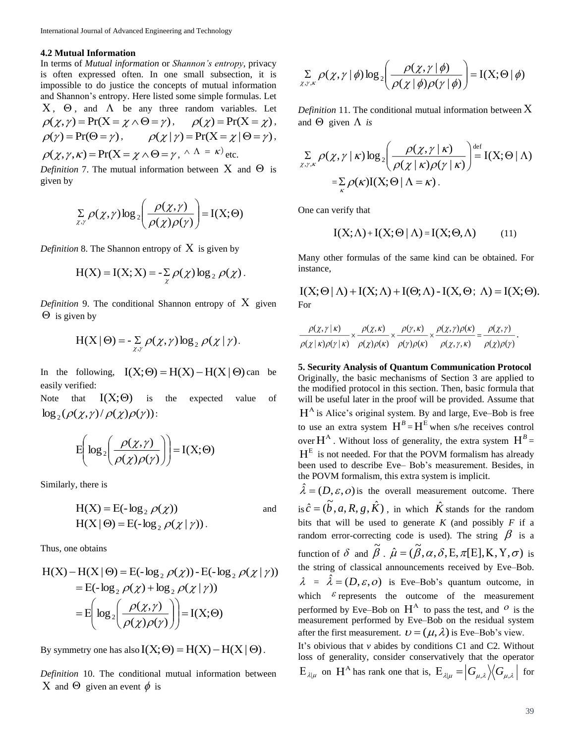### 4.2 Mutual Information

In terms of *Mutual information* or *Shannon's entropy*, privacy is often expressed often. In one small subsection, it is impossible to do justice the concepts of mutual information and Shannon's entropy. Here listed some simple formulas. Let $\mathrm{X}$, $\Theta$, and $\Lambda$ be any three random variables. Let $\rho(\chi,\gamma)=\Pr(\mathrm{X}=\chi\wedge\Theta=\gamma)$, $\rho(\chi)=\Pr(\mathrm{X}=\chi)$, $\rho(\gamma)=\Pr(\Theta=\gamma)$, $\rho(\chi\mid\gamma)=\Pr(\mathrm{X}=\chi\mid\Theta=\gamma)$, $\rho(\chi,\gamma,\kappa)=\Pr(\mathrm{X}=\chi\wedge\Theta=\gamma,\wedge\Lambda=\kappa)$ etc.

*Definition* 7. The mutual information between $\mathrm{X}$ and $\Theta$ is given by

$$\sum_{\chi,\gamma}\rho(\chi,\gamma)\log_2\left(\frac{\rho(\chi,\gamma)}{\rho(\chi)\rho(\gamma)}\right)=\mathrm{I}(\mathrm{X};\Theta)$$

*Definition* 8. The Shannon entropy of $\mathrm{X}$ is given by

$$\mathrm{H}(\mathrm{X})=\mathrm{I}(\mathrm{X};\mathrm{X})=-\sum_{\chi}\rho(\chi)\log_2\rho(\chi).$$

*Definition* 9. The conditional Shannon entropy of $\mathrm{X}$ given $\Theta$ is given by

$$\mathrm{H}(\mathrm{X}\mid\Theta)=-\sum_{\chi,\gamma}\rho(\chi,\gamma)\log_2\rho(\chi\mid\gamma).$$

In the following, $\mathrm{I}(\mathrm{X};\Theta)=\mathrm{H}(\mathrm{X})-\mathrm{H}(\mathrm{X}\mid\Theta)$ can be easily verified:

Note that $\mathrm{I}(\mathrm{X};\Theta)$ is the expected value of $\log_2(\rho(\chi,\gamma)/\rho(\chi)\rho(\gamma))$:

$$\mathrm{E}\left(\log_2\left(\frac{\rho(\chi,\gamma)}{\rho(\chi)\rho(\gamma)}\right)\right)=\mathrm{I}(\mathrm{X};\Theta)$$

Similarly, there is

$$\mathrm{H}(\mathrm{X})=\mathrm{E}(-\log_2\rho(\chi)) \quad \text{and} \quad \mathrm{H}(\mathrm{X}\mid\Theta)=\mathrm{E}(-\log_2\rho(\chi\mid\gamma)).$$

Thus, one obtains

$$\begin{aligned}\mathrm{H}(\mathrm{X})-\mathrm{H}(\mathrm{X}\mid\Theta)&=\mathrm{E}(-\log_2\rho(\chi))-\mathrm{E}(-\log_2\rho(\chi\mid\gamma))\\&=\mathrm{E}(-\log_2\rho(\chi)+\log_2\rho(\chi\mid\gamma))\\&=\mathrm{E}\left(\log_2\left(\frac{\rho(\chi,\gamma)}{\rho(\chi)\rho(\gamma)}\right)\right)=\mathrm{I}(\mathrm{X};\Theta)\end{aligned}$$

By symmetry one has also $\mathrm{I}(\mathrm{X};\Theta)=\mathrm{H}(\mathrm{X})-\mathrm{H}(\mathrm{X}\mid\Theta)$.

*Definition* 10. The conditional mutual information between $\mathrm{X}$ and $\Theta$ given an event $\phi$ is

$$\sum_{\chi,\gamma,\kappa}\rho(\chi,\gamma\mid\phi)\log_2\left(\frac{\rho(\chi,\gamma\mid\phi)}{\rho(\chi\mid\phi)\rho(\gamma\mid\phi)}\right)=\mathrm{I}(\mathrm{X};\Theta\mid\phi)$$

*Definition* 11. The conditional mutual information between $\mathrm{X}$ and $\Theta$ given $\Lambda$ *is*

$$\sum_{\chi,\gamma,\kappa}\rho(\chi,\gamma\mid\kappa)\log_2\left(\frac{\rho(\chi,\gamma\mid\kappa)}{\rho(\chi\mid\kappa)\rho(\gamma\mid\kappa)}\right)\stackrel{\text{def}}{=}\mathrm{I}(\mathrm{X};\Theta\mid\Lambda)$$
$$=\sum_{\kappa}\rho(\kappa)\mathrm{I}(\mathrm{X};\Theta\mid\Lambda=\kappa).$$

One can verify that

$$\mathrm{I}(\mathrm{X};\Lambda)+\mathrm{I}(\mathrm{X};\Theta\mid\Lambda)=\mathrm{I}(\mathrm{X};\Theta,\Lambda) \qquad (11)$$

Many other formulas of the same kind can be obtained. For instance,

$$\mathrm{I}(\mathrm{X};\Theta\mid\Lambda)+\mathrm{I}(\mathrm{X};\Lambda)+\mathrm{I}(\Theta;\Lambda)-\mathrm{I}(\mathrm{X},\Theta;\ \Lambda)=\mathrm{I}(\mathrm{X};\Theta).$$

For

$$\frac{\rho(\chi,\gamma\mid\kappa)}{\rho(\chi\mid\kappa)\rho(\gamma\mid\kappa)}\times\frac{\rho(\chi,\kappa)}{\rho(\chi)\rho(\kappa)}\times\frac{\rho(\gamma,\kappa)}{\rho(\gamma)\rho(\kappa)}\times\frac{\rho(\chi,\gamma)\rho(\kappa)}{\rho(\chi,\gamma,\kappa)}=\frac{\rho(\chi,\gamma)}{\rho(\chi)\rho(\gamma)}.$$

## 5. Security Analysis of Quantum Communication Protocol

Originally, the basic mechanisms of Section 3 are applied to the modified protocol in this section. Then, basic formula that will be useful later in the proof will be provided. Assume that $\mathrm{H}^{\mathrm{A}}$ is Alice's original system. By and large, Eve–Bob is free to use an extra system $\mathrm{H}^{B}=\mathrm{H}^{\mathrm{E}}$ when s/he receives control over $\mathrm{H}^{\mathrm{A}}$. Without loss of generality, the extra system $\mathrm{H}^{B}=\mathrm{H}^{\mathrm{E}}$ is not needed. For that the POVM formalism has already been used to describe Eve– Bob's measurement. Besides, in the POVM formalism, this extra system is implicit.

$\hat{\lambda}=(D,\varepsilon,o)$ is the overall measurement outcome. There is $\hat{c}=(\tilde{b},a,R,g,\hat{K})$, in which $\hat{K}$ stands for the random bits that will be used to generate *K* (and possibly *F* if a random error-correcting code is used). The string $\beta$ is a function of $\delta$ and $\tilde{\beta}$. $\hat{\mu}=(\tilde{\beta},\alpha,\delta,\mathrm{E},\pi[\mathrm{E}],\mathrm{K},\mathrm{Y},\sigma)$ is the string of classical announcements received by Eve–Bob. $\lambda=\hat{\lambda}=(D,\varepsilon,o)$ is Eve–Bob's quantum outcome, in which $\varepsilon$ represents the outcome of the measurement performed by Eve–Bob on $\mathrm{H}^{\mathrm{A}}$ to pass the test, and $o$ is the measurement performed by Eve–Bob on the residual system after the first measurement. $\upsilon=(\mu,\lambda)$ is Eve–Bob's view.

It's obivious that *v* abides by conditions C1 and C2. Without loss of generality, consider conservatively that the operator $\mathrm{E}_{\lambda|\mu}$ on $\mathrm{H}^{\mathrm{A}}$ has rank one that is, $\mathrm{E}_{\lambda|\mu}=|G_{\mu,\lambda}\rangle\langle G_{\mu,\lambda}|$ for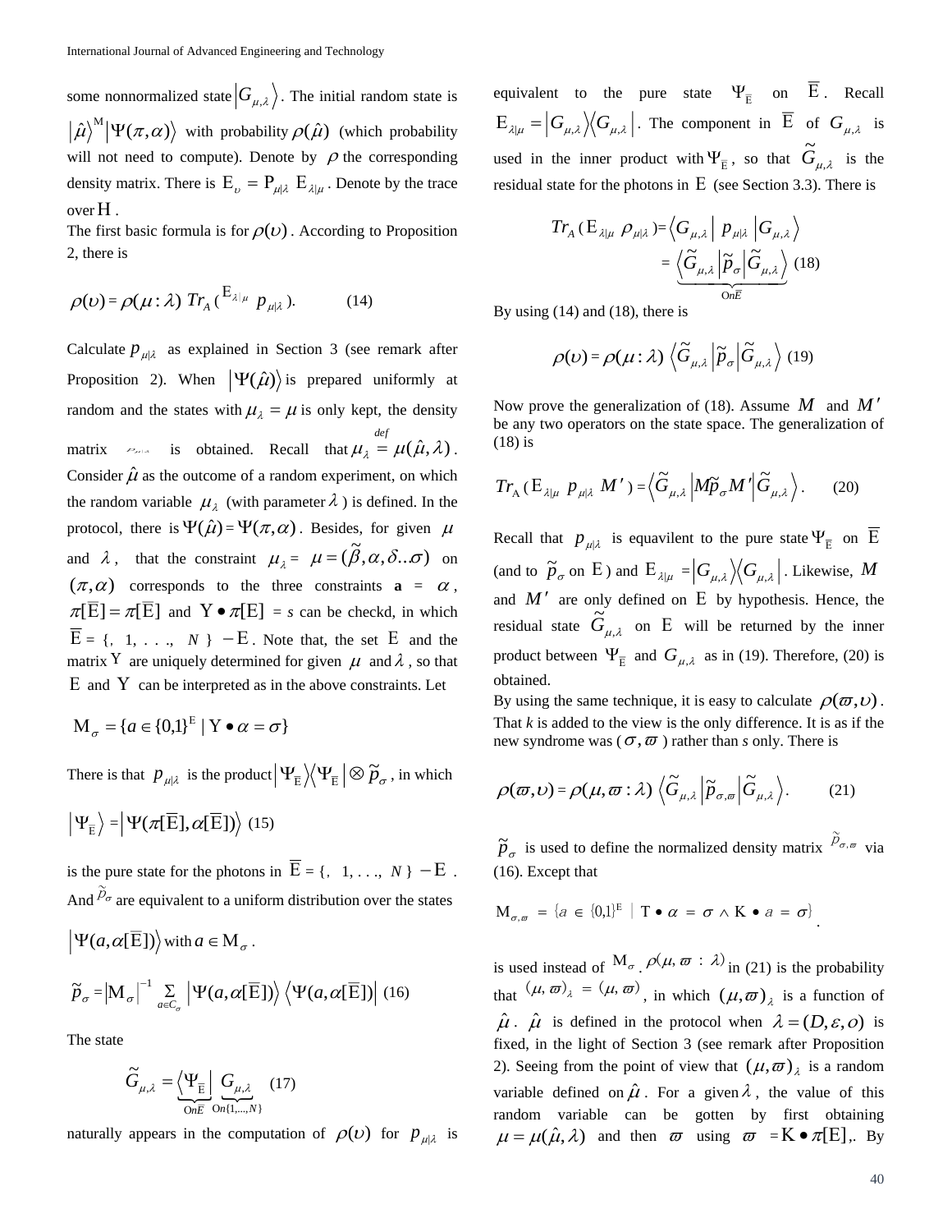some nonnormalized state $\left|G_{\mu,\lambda}\right\rangle$. The initial random state is $\left|\hat{\mu}\right\rangle^{M}\left|\Psi(\pi,\alpha)\right\rangle$ with probability $\rho(\hat{\mu})$ (which probability will not need to compute). Denote by $\rho$ the corresponding density matrix. There is $E_{\upsilon} = P_{\mu|\lambda}\ E_{\lambda|\mu}$. Denote by the trace over $H$.

The first basic formula is for $\rho(\upsilon)$. According to Proposition 2, there is

$$\rho(\upsilon) = \rho(\mu:\lambda)\ Tr_A\,(E_{\lambda|\mu}\ \ p_{\mu|\lambda}). \qquad (14)$$

Calculate $p_{\mu|\lambda}$ as explained in Section 3 (see remark after Proposition 2). When $\left|\Psi(\hat{\mu})\right\rangle$ is prepared uniformly at random and the states with $\mu_\lambda = \mu$ is only kept, the density matrix $p_{\mu|\lambda}$ is obtained. Recall that $\mu_\lambda \overset{def}{=} \mu(\hat{\mu},\lambda)$. Consider $\hat{\mu}$ as the outcome of a random experiment, on which the random variable $\mu_\lambda$ (with parameter $\lambda$) is defined. In the protocol, there is $\Psi(\hat{\mu}) = \Psi(\pi,\alpha)$. Besides, for given $\mu$ and $\lambda$, that the constraint $\mu_\lambda = \ \mu = (\tilde{\beta},\alpha,\delta..\sigma)$ on $(\pi,\alpha)$ corresponds to the three constraints **a** = $\alpha$, $\pi[\overline{E}] = \pi[\overline{E}]$ and $Y \bullet \pi[E]$ = $s$ can be checkd, in which $\overline{E}$ = {, 1, . . ., $N$ } $-E$. Note that, the set $E$ and the matrix $Y$ are uniquely determined for given $\mu$ and $\lambda$, so that $E$ and $Y$ can be interpreted as in the above constraints. Let

$$M_\sigma = \{a \in \{0,1\}^{E} \mid Y \bullet \alpha = \sigma\}$$

There is that $p_{\mu|\lambda}$ is the product $\left|\Psi_{\overline{E}}\right\rangle\left\langle\Psi_{\overline{E}}\right| \otimes \tilde{p}_\sigma$, in which

$$\left|\Psi_{\overline{E}}\right\rangle = \left|\Psi(\pi[\overline{E}],\alpha[\overline{E}])\right\rangle \quad (15)$$

is the pure state for the photons in $\overline{E}$ = {, 1, . . ., $N$ } $-E$. And $\tilde{p}_\sigma$ are equivalent to a uniform distribution over the states $\left|\Psi(a,\alpha[\overline{E}])\right\rangle$ with $a \in M_\sigma$.

$$\tilde{p}_\sigma = \left|M_\sigma\right|^{-1} \sum_{a \in C_\sigma} \left|\Psi(a,\alpha[\overline{E}])\right\rangle \left\langle\Psi(a,\alpha[\overline{E}])\right| \quad (16)$$

The state

$$\tilde{G}_{\mu,\lambda} = \underbrace{\left\langle\Psi_{\overline{E}}\right|}_{On\overline{E}}\ \underbrace{G_{\mu,\lambda}}_{On\{1,\ldots,N\}} \quad (17)$$

naturally appears in the computation of $\rho(\upsilon)$ for $p_{\mu|\lambda}$ is equivalent to the pure state $\Psi_{\overline{E}}$ on $\overline{E}$. Recall $E_{\lambda|\mu} = \left|G_{\mu,\lambda}\right\rangle\left\langle G_{\mu,\lambda}\right|$. The component in $\overline{E}$ of $G_{\mu,\lambda}$ is used in the inner product with $\Psi_{\overline{E}}$, so that $\tilde{G}_{\mu,\lambda}$ is the residual state for the photons in $E$ (see Section 3.3). There is

$$Tr_A\,(E_{\lambda|\mu}\ \rho_{\mu|\lambda}) = \left\langle G_{\mu,\lambda}\right|\ p_{\mu|\lambda}\left|G_{\mu,\lambda}\right\rangle = \underbrace{\left\langle\tilde{G}_{\mu,\lambda}\right|\tilde{p}_\sigma\left|\tilde{G}_{\mu,\lambda}\right\rangle}_{On\overline{E}} \quad (18)$$

By using (14) and (18), there is

$$\rho(\upsilon) = \rho(\mu:\lambda)\ \left\langle\tilde{G}_{\mu,\lambda}\right|\tilde{p}_\sigma\left|\tilde{G}_{\mu,\lambda}\right\rangle \quad (19)$$

Now prove the generalization of (18). Assume $M$ and $M'$ be any two operators on the state space. The generalization of (18) is

$$Tr_A\,(E_{\lambda|\mu}\ p_{\mu|\lambda}\ M') = \left\langle\tilde{G}_{\mu,\lambda}\right|M\tilde{p}_\sigma M'\left|\tilde{G}_{\mu,\lambda}\right\rangle. \qquad (20)$$

Recall that $p_{\mu|\lambda}$ is equavilent to the pure state $\Psi_{\overline{E}}$ on $\overline{E}$ (and to $\tilde{p}_\sigma$ on $E$) and $E_{\lambda|\mu} = \left|G_{\mu,\lambda}\right\rangle\left\langle G_{\mu,\lambda}\right|$. Likewise, $M$ and $M'$ are only defined on $E$ by hypothesis. Hence, the residual state $\tilde{G}_{\mu,\lambda}$ on $E$ will be returned by the inner product between $\Psi_{\overline{E}}$ and $G_{\mu,\lambda}$ as in (19). Therefore, (20) is obtained.

By using the same technique, it is easy to calculate $\rho(\varpi,\upsilon)$. That $k$ is added to the view is the only difference. It is as if the new syndrome was ($\sigma,\varpi$) rather than $s$ only. There is

$$\rho(\varpi,\upsilon) = \rho(\mu,\varpi:\lambda)\ \left\langle\tilde{G}_{\mu,\lambda}\right|\tilde{p}_{\sigma,\varpi}\left|\tilde{G}_{\mu,\lambda}\right\rangle. \qquad (21)$$

$\tilde{p}_\sigma$ is used to define the normalized density matrix $\tilde{p}_{\sigma,\varpi}$ via (16). Except that

$$M_{\sigma,\varpi} = \{a \in \{0,1\}^{E} \mid T \bullet \alpha = \sigma \wedge K \bullet a = \sigma\}.$$

is used instead of $M_\sigma$. $\rho(\mu,\varpi:\lambda)$ in (21) is the probability that $(\mu,\varpi)_\lambda = (\mu,\varpi)$, in which $(\mu,\varpi)_\lambda$ is a function of $\hat{\mu}$. $\hat{\mu}$ is defined in the protocol when $\lambda = (D,\varepsilon,o)$ is fixed, in the light of Section 3 (see remark after Proposition 2). Seeing from the point of view that $(\mu,\varpi)_\lambda$ is a random variable defined on $\hat{\mu}$. For a given $\lambda$, the value of this random variable can be gotten by first obtaining $\mu = \mu(\hat{\mu},\lambda)$ and then $\varpi$ using $\varpi = K \bullet \pi[E]$,. By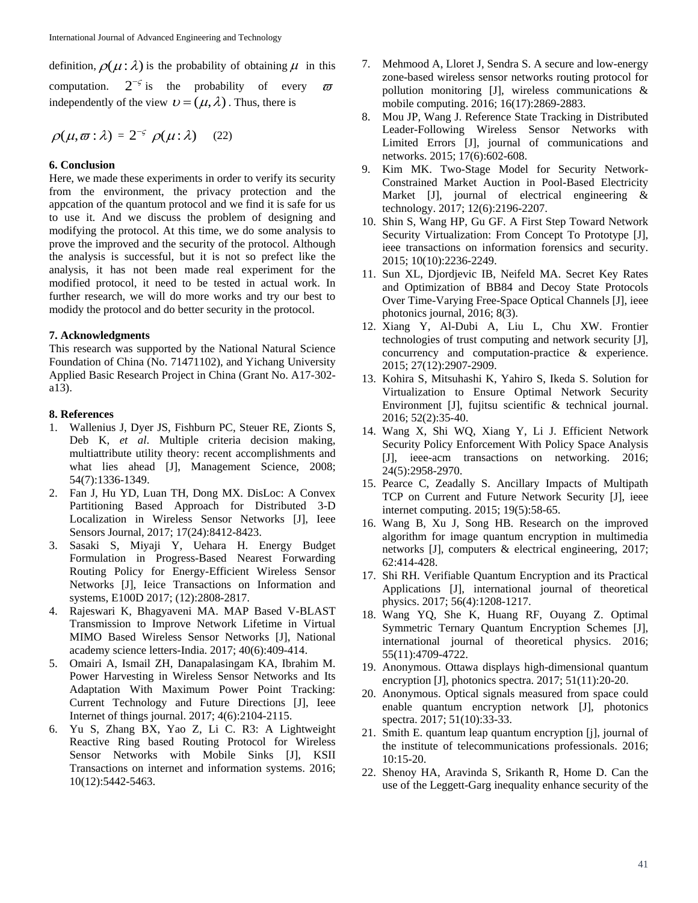definition, $\rho(\mu:\lambda)$ is the probability of obtaining $\mu$ in this computation. $2^{-\varsigma}$ is the probability of every $\varpi$ independently of the view $\upsilon = (\mu, \lambda)$. Thus, there is

$$\rho(\mu, \varpi : \lambda) = 2^{-\varsigma} \rho(\mu : \lambda) \quad (22)$$

**6. Conclusion**

Here, we made these experiments in order to verify its security from the environment, the privacy protection and the appcation of the quantum protocol and we find it is safe for us to use it. And we discuss the problem of designing and modifying the protocol. At this time, we do some analysis to prove the improved and the security of the protocol. Although the analysis is successful, but it is not so prefect like the analysis, it has not been made real experiment for the modified protocol, it need to be tested in actual work. In further research, we will do more works and try our best to modidy the protocol and do better security in the protocol.

**7. Acknowledgments**

This research was supported by the National Natural Science Foundation of China (No. 71471102), and Yichang University Applied Basic Research Project in China (Grant No. A17-302-a13).

**8. References**

1. Wallenius J, Dyer JS, Fishburn PC, Steuer RE, Zionts S, Deb K, *et al*. Multiple criteria decision making, multiattribute utility theory: recent accomplishments and what lies ahead [J], Management Science, 2008; 54(7):1336-1349.
2. Fan J, Hu YD, Luan TH, Dong MX. DisLoc: A Convex Partitioning Based Approach for Distributed 3-D Localization in Wireless Sensor Networks [J], Ieee Sensors Journal, 2017; 17(24):8412-8423.
3. Sasaki S, Miyaji Y, Uehara H. Energy Budget Formulation in Progress-Based Nearest Forwarding Routing Policy for Energy-Efficient Wireless Sensor Networks [J], Ieice Transactions on Information and systems, E100D 2017; (12):2808-2817.
4. Rajeswari K, Bhagyaveni MA. MAP Based V-BLAST Transmission to Improve Network Lifetime in Virtual MIMO Based Wireless Sensor Networks [J], National academy science letters-India. 2017; 40(6):409-414.
5. Omairi A, Ismail ZH, Danapalasingam KA, Ibrahim M. Power Harvesting in Wireless Sensor Networks and Its Adaptation With Maximum Power Point Tracking: Current Technology and Future Directions [J], Ieee Internet of things journal. 2017; 4(6):2104-2115.
6. Yu S, Zhang BX, Yao Z, Li C. R3: A Lightweight Reactive Ring based Routing Protocol for Wireless Sensor Networks with Mobile Sinks [J], KSII Transactions on internet and information systems. 2016; 10(12):5442-5463.
7. Mehmood A, Lloret J, Sendra S. A secure and low-energy zone-based wireless sensor networks routing protocol for pollution monitoring [J], wireless communications & mobile computing. 2016; 16(17):2869-2883.
8. Mou JP, Wang J. Reference State Tracking in Distributed Leader-Following Wireless Sensor Networks with Limited Errors [J], journal of communications and networks. 2015; 17(6):602-608.
9. Kim MK. Two-Stage Model for Security Network-Constrained Market Auction in Pool-Based Electricity Market [J], journal of electrical engineering & technology. 2017; 12(6):2196-2207.
10. Shin S, Wang HP, Gu GF. A First Step Toward Network Security Virtualization: From Concept To Prototype [J], ieee transactions on information forensics and security. 2015; 10(10):2236-2249.
11. Sun XL, Djordjevic IB, Neifeld MA. Secret Key Rates and Optimization of BB84 and Decoy State Protocols Over Time-Varying Free-Space Optical Channels [J], ieee photonics journal, 2016; 8(3).
12. Xiang Y, Al-Dubi A, Liu L, Chu XW. Frontier technologies of trust computing and network security [J], concurrency and computation-practice & experience. 2015; 27(12):2907-2909.
13. Kohira S, Mitsuhashi K, Yahiro S, Ikeda S. Solution for Virtualization to Ensure Optimal Network Security Environment [J], fujitsu scientific & technical journal. 2016; 52(2):35-40.
14. Wang X, Shi WQ, Xiang Y, Li J. Efficient Network Security Policy Enforcement With Policy Space Analysis [J], ieee-acm transactions on networking. 2016; 24(5):2958-2970.
15. Pearce C, Zeadally S. Ancillary Impacts of Multipath TCP on Current and Future Network Security [J], ieee internet computing. 2015; 19(5):58-65.
16. Wang B, Xu J, Song HB. Research on the improved algorithm for image quantum encryption in multimedia networks [J], computers & electrical engineering, 2017; 62:414-428.
17. Shi RH. Verifiable Quantum Encryption and its Practical Applications [J], international journal of theoretical physics. 2017; 56(4):1208-1217.
18. Wang YQ, She K, Huang RF, Ouyang Z. Optimal Symmetric Ternary Quantum Encryption Schemes [J], international journal of theoretical physics. 2016; 55(11):4709-4722.
19. Anonymous. Ottawa displays high-dimensional quantum encryption [J], photonics spectra. 2017; 51(11):20-20.
20. Anonymous. Optical signals measured from space could enable quantum encryption network [J], photonics spectra. 2017; 51(10):33-33.
21. Smith E. quantum leap quantum encryption [j], journal of the institute of telecommunications professionals. 2016; 10:15-20.
22. Shenoy HA, Aravinda S, Srikanth R, Home D. Can the use of the Leggett-Garg inequality enhance security of the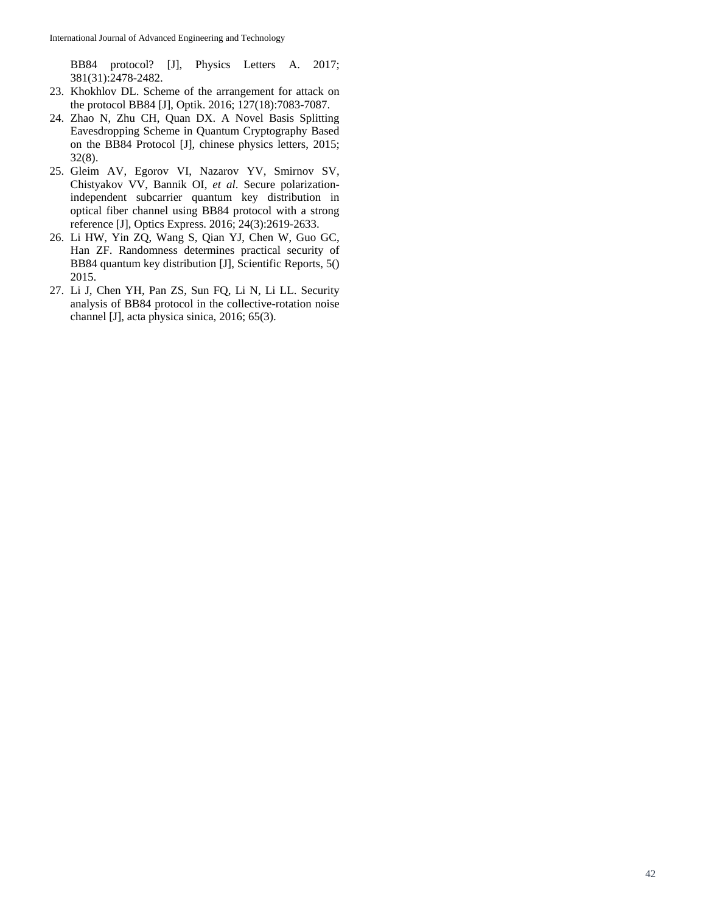BB84 protocol? [J], Physics Letters A. 2017; 381(31):2478-2482.

23. Khokhlov DL. Scheme of the arrangement for attack on the protocol BB84 [J], Optik. 2016; 127(18):7083-7087.
24. Zhao N, Zhu CH, Quan DX. A Novel Basis Splitting Eavesdropping Scheme in Quantum Cryptography Based on the BB84 Protocol [J], chinese physics letters, 2015; 32(8).
25. Gleim AV, Egorov VI, Nazarov YV, Smirnov SV, Chistyakov VV, Bannik OI, *et al*. Secure polarization-independent subcarrier quantum key distribution in optical fiber channel using BB84 protocol with a strong reference [J], Optics Express. 2016; 24(3):2619-2633.
26. Li HW, Yin ZQ, Wang S, Qian YJ, Chen W, Guo GC, Han ZF. Randomness determines practical security of BB84 quantum key distribution [J], Scientific Reports, 5() 2015.
27. Li J, Chen YH, Pan ZS, Sun FQ, Li N, Li LL. Security analysis of BB84 protocol in the collective-rotation noise channel [J], acta physica sinica, 2016; 65(3).